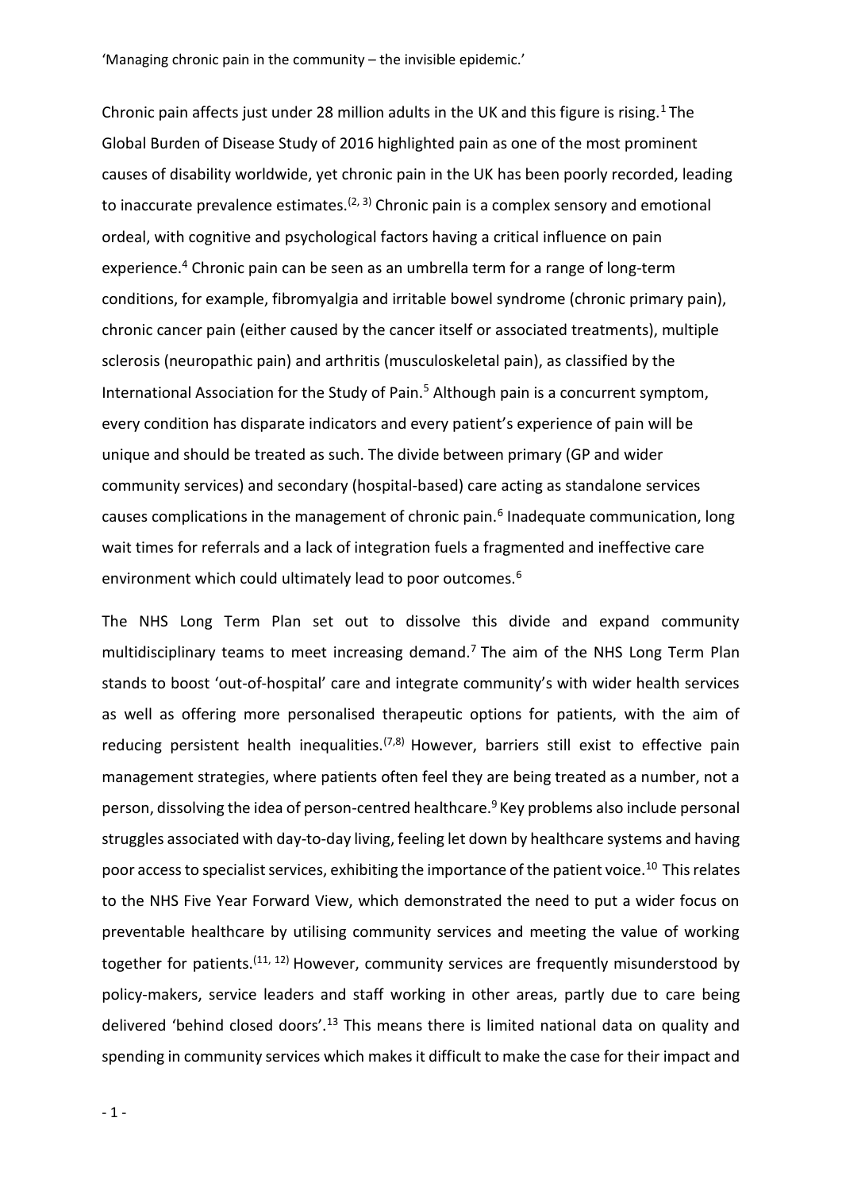'Managing chronic pain in the community – the invisible epidemic.'

Chronic pain affects just under 28 million adults in the UK and this figure is rising.[1] The Global Burden of Disease Study of 2016 highlighted pain as one of the most prominent causes of disability worldwide, yet chronic pain in the UK has been poorly recorded, leading to inaccurate prevalence estimates.[2, 3] Chronic pain is a complex sensory and emotional ordeal, with cognitive and psychological factors having a critical influence on pain experience.[4] Chronic pain can be seen as an umbrella term for a range of long-term conditions, for example, fibromyalgia and irritable bowel syndrome (chronic primary pain), chronic cancer pain (either caused by the cancer itself or associated treatments), multiple sclerosis (neuropathic pain) and arthritis (musculoskeletal pain), as classified by the International Association for the Study of Pain.[5] Although pain is a concurrent symptom, every condition has disparate indicators and every patient's experience of pain will be unique and should be treated as such. The divide between primary (GP and wider community services) and secondary (hospital-based) care acting as standalone services causes complications in the management of chronic pain.[6] Inadequate communication, long wait times for referrals and a lack of integration fuels a fragmented and ineffective care environment which could ultimately lead to poor outcomes.[6]

The NHS Long Term Plan set out to dissolve this divide and expand community multidisciplinary teams to meet increasing demand.[7] The aim of the NHS Long Term Plan stands to boost 'out-of-hospital' care and integrate community's with wider health services as well as offering more personalised therapeutic options for patients, with the aim of reducing persistent health inequalities.[7,8] However, barriers still exist to effective pain management strategies, where patients often feel they are being treated as a number, not a person, dissolving the idea of person-centred healthcare.[9] Key problems also include personal struggles associated with day-to-day living, feeling let down by healthcare systems and having poor access to specialist services, exhibiting the importance of the patient voice.[10] This relates to the NHS Five Year Forward View, which demonstrated the need to put a wider focus on preventable healthcare by utilising community services and meeting the value of working together for patients.[11, 12] However, community services are frequently misunderstood by policy-makers, service leaders and staff working in other areas, partly due to care being delivered 'behind closed doors'.[13] This means there is limited national data on quality and spending in community services which makes it difficult to make the case for their impact and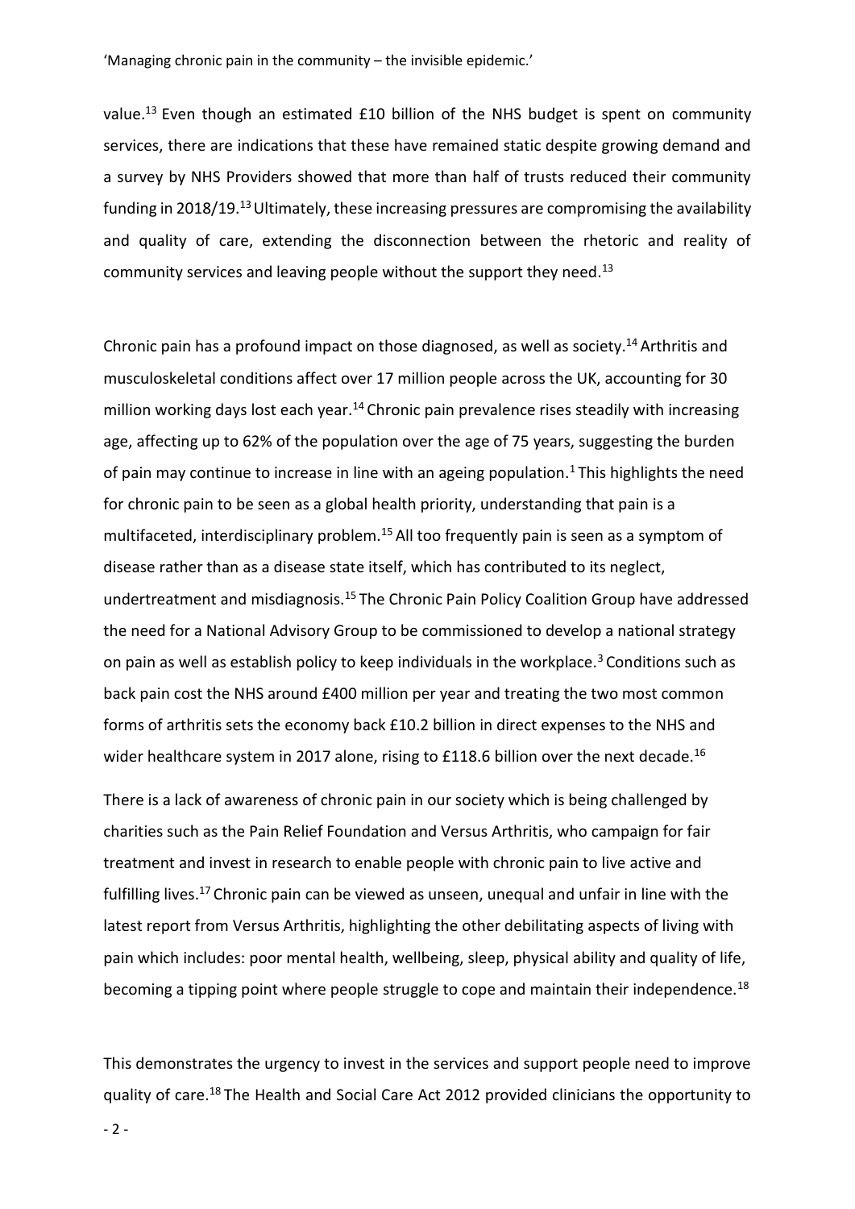value.[13] Even though an estimated £10 billion of the NHS budget is spent on community services, there are indications that these have remained static despite growing demand and a survey by NHS Providers showed that more than half of trusts reduced their community funding in 2018/19.[13] Ultimately, these increasing pressures are compromising the availability and quality of care, extending the disconnection between the rhetoric and reality of community services and leaving people without the support they need.[13]

Chronic pain has a profound impact on those diagnosed, as well as society.[14] Arthritis and musculoskeletal conditions affect over 17 million people across the UK, accounting for 30 million working days lost each year.[14] Chronic pain prevalence rises steadily with increasing age, affecting up to 62% of the population over the age of 75 years, suggesting the burden of pain may continue to increase in line with an ageing population.[1] This highlights the need for chronic pain to be seen as a global health priority, understanding that pain is a multifaceted, interdisciplinary problem.[15] All too frequently pain is seen as a symptom of disease rather than as a disease state itself, which has contributed to its neglect, undertreatment and misdiagnosis.[15] The Chronic Pain Policy Coalition Group have addressed the need for a National Advisory Group to be commissioned to develop a national strategy on pain as well as establish policy to keep individuals in the workplace.[3] Conditions such as back pain cost the NHS around £400 million per year and treating the two most common forms of arthritis sets the economy back £10.2 billion in direct expenses to the NHS and wider healthcare system in 2017 alone, rising to £118.6 billion over the next decade.[16]

There is a lack of awareness of chronic pain in our society which is being challenged by charities such as the Pain Relief Foundation and Versus Arthritis, who campaign for fair treatment and invest in research to enable people with chronic pain to live active and fulfilling lives.[17] Chronic pain can be viewed as unseen, unequal and unfair in line with the latest report from Versus Arthritis, highlighting the other debilitating aspects of living with pain which includes: poor mental health, wellbeing, sleep, physical ability and quality of life, becoming a tipping point where people struggle to cope and maintain their independence.[18]

This demonstrates the urgency to invest in the services and support people need to improve quality of care.[18] The Health and Social Care Act 2012 provided clinicians the opportunity to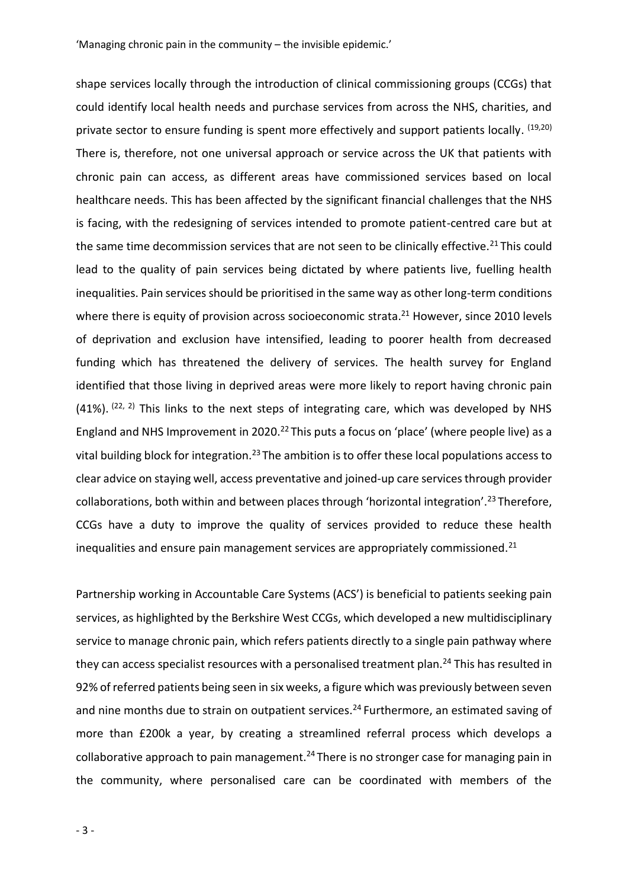shape services locally through the introduction of clinical commissioning groups (CCGs) that could identify local health needs and purchase services from across the NHS, charities, and private sector to ensure funding is spent more effectively and support patients locally. [19,20] There is, therefore, not one universal approach or service across the UK that patients with chronic pain can access, as different areas have commissioned services based on local healthcare needs. This has been affected by the significant financial challenges that the NHS is facing, with the redesigning of services intended to promote patient-centred care but at the same time decommission services that are not seen to be clinically effective.[21] This could lead to the quality of pain services being dictated by where patients live, fuelling health inequalities. Pain services should be prioritised in the same way as other long-term conditions where there is equity of provision across socioeconomic strata.[21] However, since 2010 levels of deprivation and exclusion have intensified, leading to poorer health from decreased funding which has threatened the delivery of services. The health survey for England identified that those living in deprived areas were more likely to report having chronic pain (41%). [22, 2] This links to the next steps of integrating care, which was developed by NHS England and NHS Improvement in 2020.[22] This puts a focus on 'place' (where people live) as a vital building block for integration.[23] The ambition is to offer these local populations access to clear advice on staying well, access preventative and joined-up care services through provider collaborations, both within and between places through 'horizontal integration'.[23] Therefore, CCGs have a duty to improve the quality of services provided to reduce these health inequalities and ensure pain management services are appropriately commissioned.[21]

Partnership working in Accountable Care Systems (ACS') is beneficial to patients seeking pain services, as highlighted by the Berkshire West CCGs, which developed a new multidisciplinary service to manage chronic pain, which refers patients directly to a single pain pathway where they can access specialist resources with a personalised treatment plan.[24] This has resulted in 92% of referred patients being seen in six weeks, a figure which was previously between seven and nine months due to strain on outpatient services.[24] Furthermore, an estimated saving of more than £200k a year, by creating a streamlined referral process which develops a collaborative approach to pain management.[24] There is no stronger case for managing pain in the community, where personalised care can be coordinated with members of the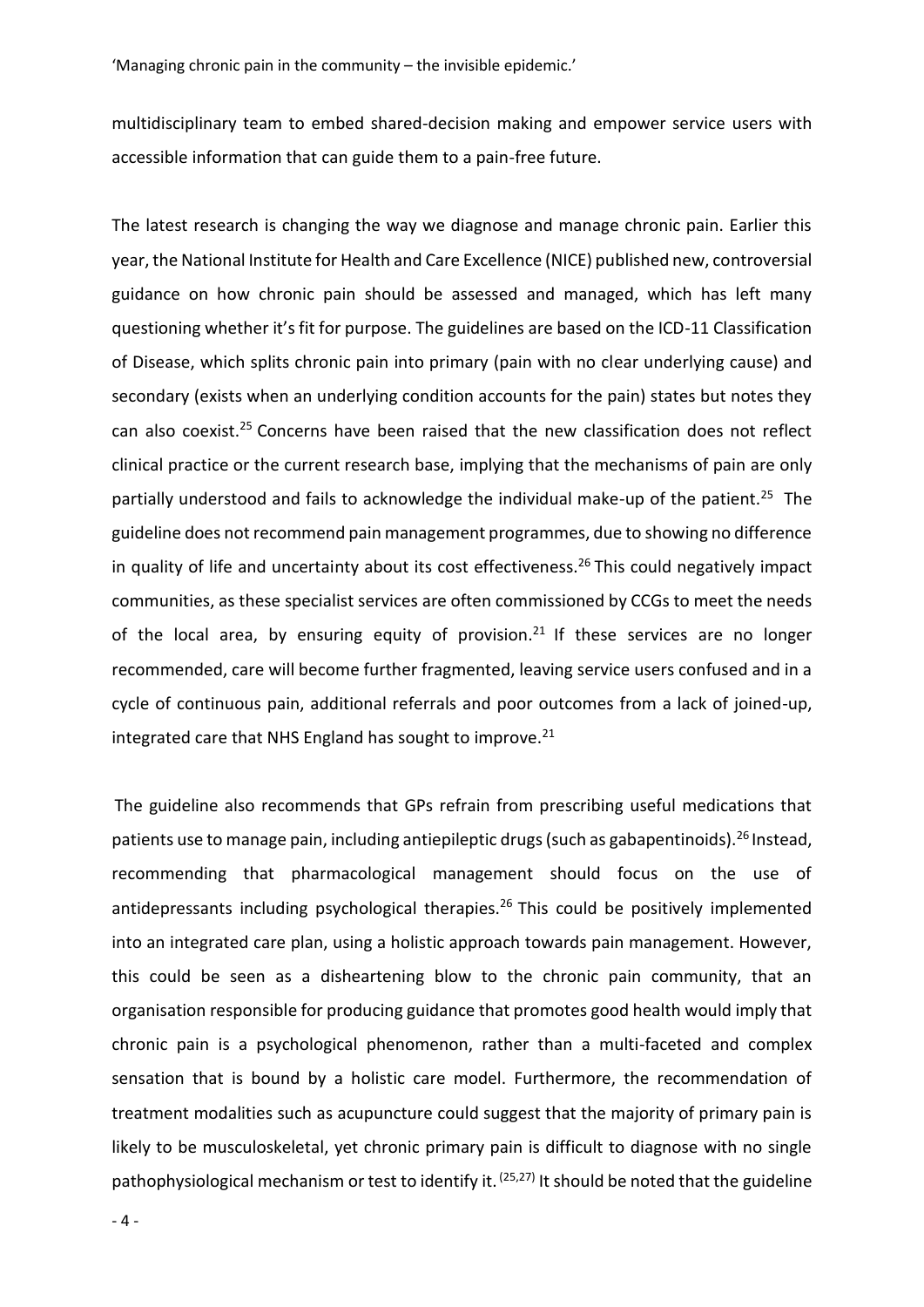multidisciplinary team to embed shared-decision making and empower service users with accessible information that can guide them to a pain-free future.

The latest research is changing the way we diagnose and manage chronic pain. Earlier this year, the National Institute for Health and Care Excellence (NICE) published new, controversial guidance on how chronic pain should be assessed and managed, which has left many questioning whether it's fit for purpose. The guidelines are based on the ICD-11 Classification of Disease, which splits chronic pain into primary (pain with no clear underlying cause) and secondary (exists when an underlying condition accounts for the pain) states but notes they can also coexist.[25] Concerns have been raised that the new classification does not reflect clinical practice or the current research base, implying that the mechanisms of pain are only partially understood and fails to acknowledge the individual make-up of the patient.[25] The guideline does not recommend pain management programmes, due to showing no difference in quality of life and uncertainty about its cost effectiveness.[26] This could negatively impact communities, as these specialist services are often commissioned by CCGs to meet the needs of the local area, by ensuring equity of provision.[21] If these services are no longer recommended, care will become further fragmented, leaving service users confused and in a cycle of continuous pain, additional referrals and poor outcomes from a lack of joined-up, integrated care that NHS England has sought to improve.[21]

The guideline also recommends that GPs refrain from prescribing useful medications that patients use to manage pain, including antiepileptic drugs (such as gabapentinoids).[26] Instead, recommending that pharmacological management should focus on the use of antidepressants including psychological therapies.[26] This could be positively implemented into an integrated care plan, using a holistic approach towards pain management. However, this could be seen as a disheartening blow to the chronic pain community, that an organisation responsible for producing guidance that promotes good health would imply that chronic pain is a psychological phenomenon, rather than a multi-faceted and complex sensation that is bound by a holistic care model. Furthermore, the recommendation of treatment modalities such as acupuncture could suggest that the majority of primary pain is likely to be musculoskeletal, yet chronic primary pain is difficult to diagnose with no single pathophysiological mechanism or test to identify it.[25,27] It should be noted that the guideline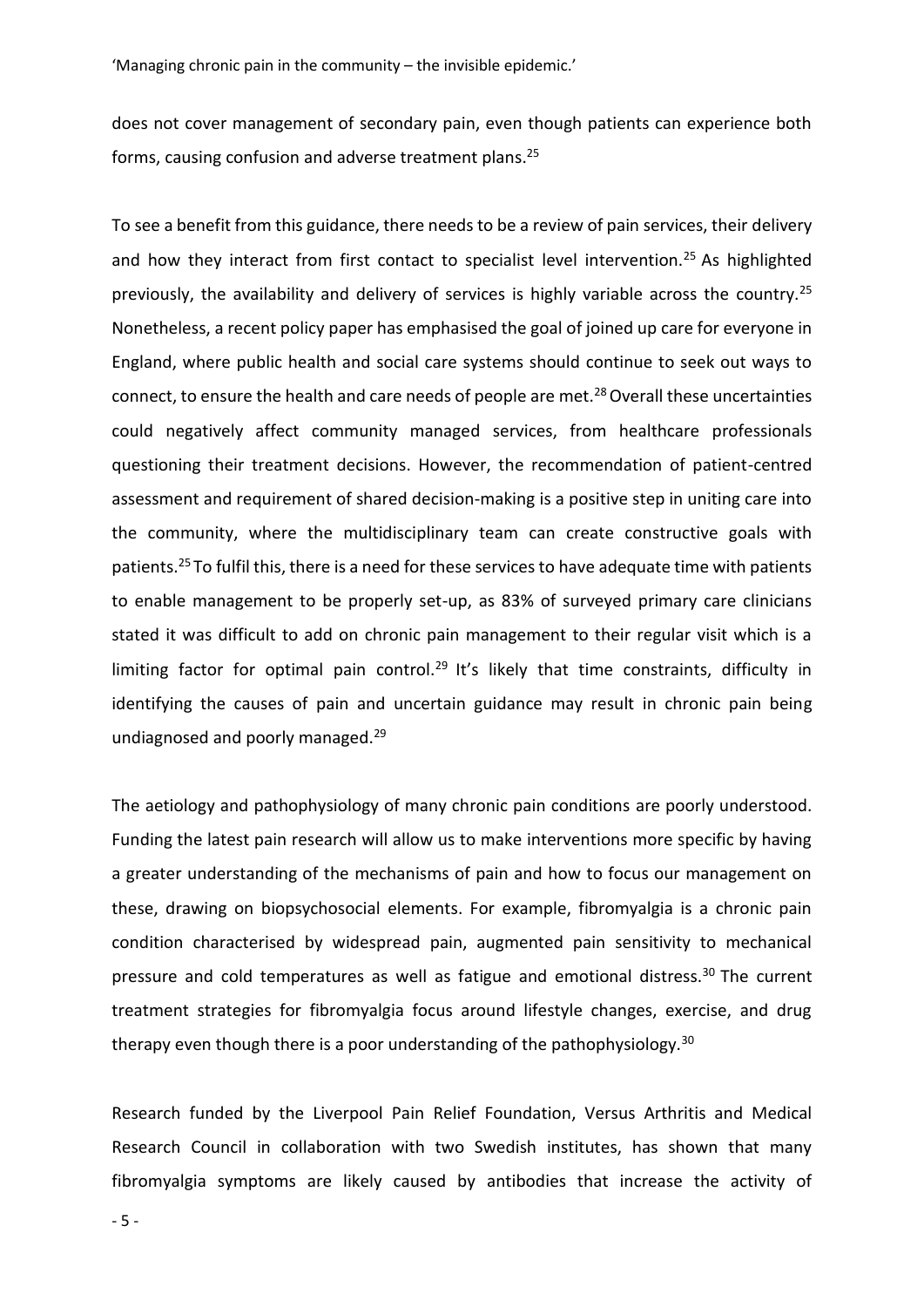does not cover management of secondary pain, even though patients can experience both forms, causing confusion and adverse treatment plans.[25]

To see a benefit from this guidance, there needs to be a review of pain services, their delivery and how they interact from first contact to specialist level intervention.[25] As highlighted previously, the availability and delivery of services is highly variable across the country.[25] Nonetheless, a recent policy paper has emphasised the goal of joined up care for everyone in England, where public health and social care systems should continue to seek out ways to connect, to ensure the health and care needs of people are met.[28] Overall these uncertainties could negatively affect community managed services, from healthcare professionals questioning their treatment decisions. However, the recommendation of patient-centred assessment and requirement of shared decision-making is a positive step in uniting care into the community, where the multidisciplinary team can create constructive goals with patients.[25] To fulfil this, there is a need for these services to have adequate time with patients to enable management to be properly set-up, as 83% of surveyed primary care clinicians stated it was difficult to add on chronic pain management to their regular visit which is a limiting factor for optimal pain control.[29] It's likely that time constraints, difficulty in identifying the causes of pain and uncertain guidance may result in chronic pain being undiagnosed and poorly managed.[29]

The aetiology and pathophysiology of many chronic pain conditions are poorly understood. Funding the latest pain research will allow us to make interventions more specific by having a greater understanding of the mechanisms of pain and how to focus our management on these, drawing on biopsychosocial elements. For example, fibromyalgia is a chronic pain condition characterised by widespread pain, augmented pain sensitivity to mechanical pressure and cold temperatures as well as fatigue and emotional distress.[30] The current treatment strategies for fibromyalgia focus around lifestyle changes, exercise, and drug therapy even though there is a poor understanding of the pathophysiology.[30]

Research funded by the Liverpool Pain Relief Foundation, Versus Arthritis and Medical Research Council in collaboration with two Swedish institutes, has shown that many fibromyalgia symptoms are likely caused by antibodies that increase the activity of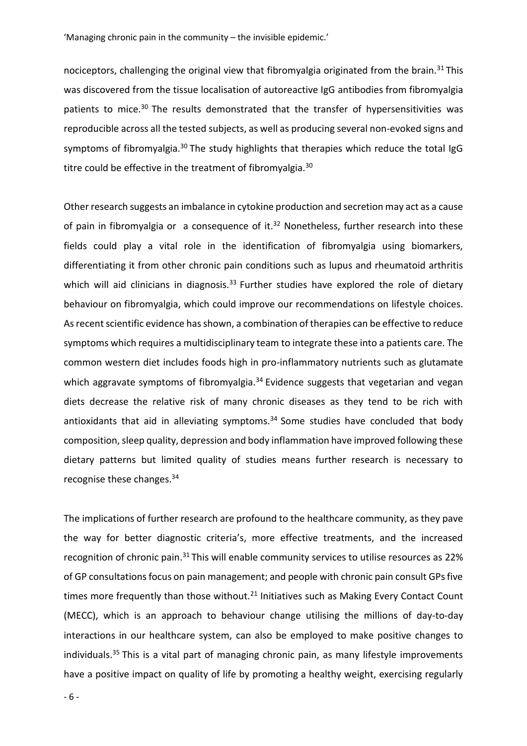nociceptors, challenging the original view that fibromyalgia originated from the brain.[31] This was discovered from the tissue localisation of autoreactive IgG antibodies from fibromyalgia patients to mice.[30] The results demonstrated that the transfer of hypersensitivities was reproducible across all the tested subjects, as well as producing several non-evoked signs and symptoms of fibromyalgia.[30] The study highlights that therapies which reduce the total IgG titre could be effective in the treatment of fibromyalgia.[30]

Other research suggests an imbalance in cytokine production and secretion may act as a cause of pain in fibromyalgia or a consequence of it.[32] Nonetheless, further research into these fields could play a vital role in the identification of fibromyalgia using biomarkers, differentiating it from other chronic pain conditions such as lupus and rheumatoid arthritis which will aid clinicians in diagnosis.[33] Further studies have explored the role of dietary behaviour on fibromyalgia, which could improve our recommendations on lifestyle choices. As recent scientific evidence has shown, a combination of therapies can be effective to reduce symptoms which requires a multidisciplinary team to integrate these into a patients care. The common western diet includes foods high in pro-inflammatory nutrients such as glutamate which aggravate symptoms of fibromyalgia.[34] Evidence suggests that vegetarian and vegan diets decrease the relative risk of many chronic diseases as they tend to be rich with antioxidants that aid in alleviating symptoms.[34] Some studies have concluded that body composition, sleep quality, depression and body inflammation have improved following these dietary patterns but limited quality of studies means further research is necessary to recognise these changes.[34]

The implications of further research are profound to the healthcare community, as they pave the way for better diagnostic criteria's, more effective treatments, and the increased recognition of chronic pain.[31] This will enable community services to utilise resources as 22% of GP consultations focus on pain management; and people with chronic pain consult GPs five times more frequently than those without.[21] Initiatives such as Making Every Contact Count (MECC), which is an approach to behaviour change utilising the millions of day-to-day interactions in our healthcare system, can also be employed to make positive changes to individuals.[35] This is a vital part of managing chronic pain, as many lifestyle improvements have a positive impact on quality of life by promoting a healthy weight, exercising regularly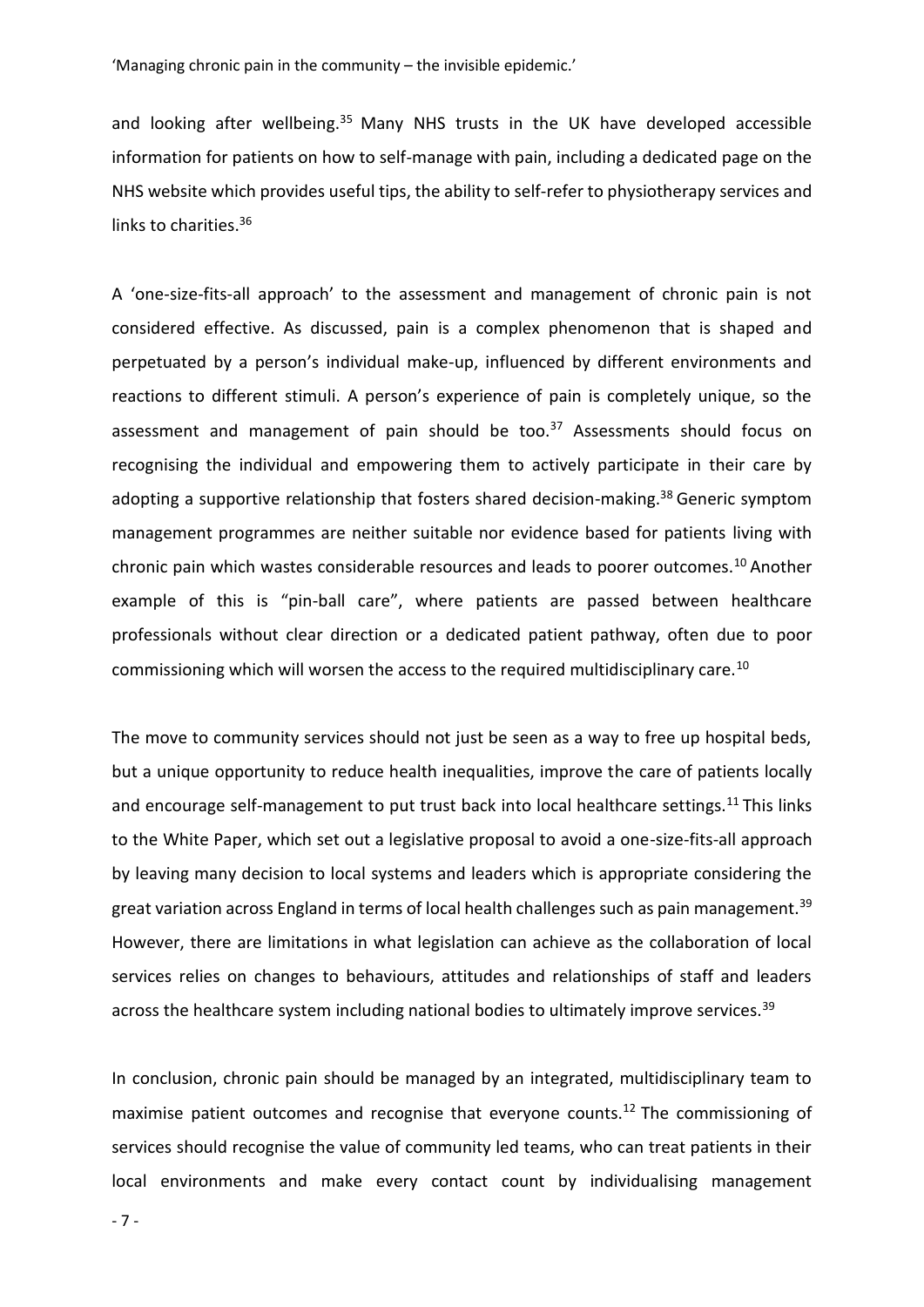and looking after wellbeing.[35] Many NHS trusts in the UK have developed accessible information for patients on how to self-manage with pain, including a dedicated page on the NHS website which provides useful tips, the ability to self-refer to physiotherapy services and links to charities.[36]

A 'one-size-fits-all approach' to the assessment and management of chronic pain is not considered effective. As discussed, pain is a complex phenomenon that is shaped and perpetuated by a person's individual make-up, influenced by different environments and reactions to different stimuli. A person's experience of pain is completely unique, so the assessment and management of pain should be too.[37] Assessments should focus on recognising the individual and empowering them to actively participate in their care by adopting a supportive relationship that fosters shared decision-making.[38] Generic symptom management programmes are neither suitable nor evidence based for patients living with chronic pain which wastes considerable resources and leads to poorer outcomes.[10] Another example of this is "pin-ball care", where patients are passed between healthcare professionals without clear direction or a dedicated patient pathway, often due to poor commissioning which will worsen the access to the required multidisciplinary care.[10]

The move to community services should not just be seen as a way to free up hospital beds, but a unique opportunity to reduce health inequalities, improve the care of patients locally and encourage self-management to put trust back into local healthcare settings.[11] This links to the White Paper, which set out a legislative proposal to avoid a one-size-fits-all approach by leaving many decision to local systems and leaders which is appropriate considering the great variation across England in terms of local health challenges such as pain management.[39] However, there are limitations in what legislation can achieve as the collaboration of local services relies on changes to behaviours, attitudes and relationships of staff and leaders across the healthcare system including national bodies to ultimately improve services.[39]

In conclusion, chronic pain should be managed by an integrated, multidisciplinary team to maximise patient outcomes and recognise that everyone counts.[12] The commissioning of services should recognise the value of community led teams, who can treat patients in their local environments and make every contact count by individualising management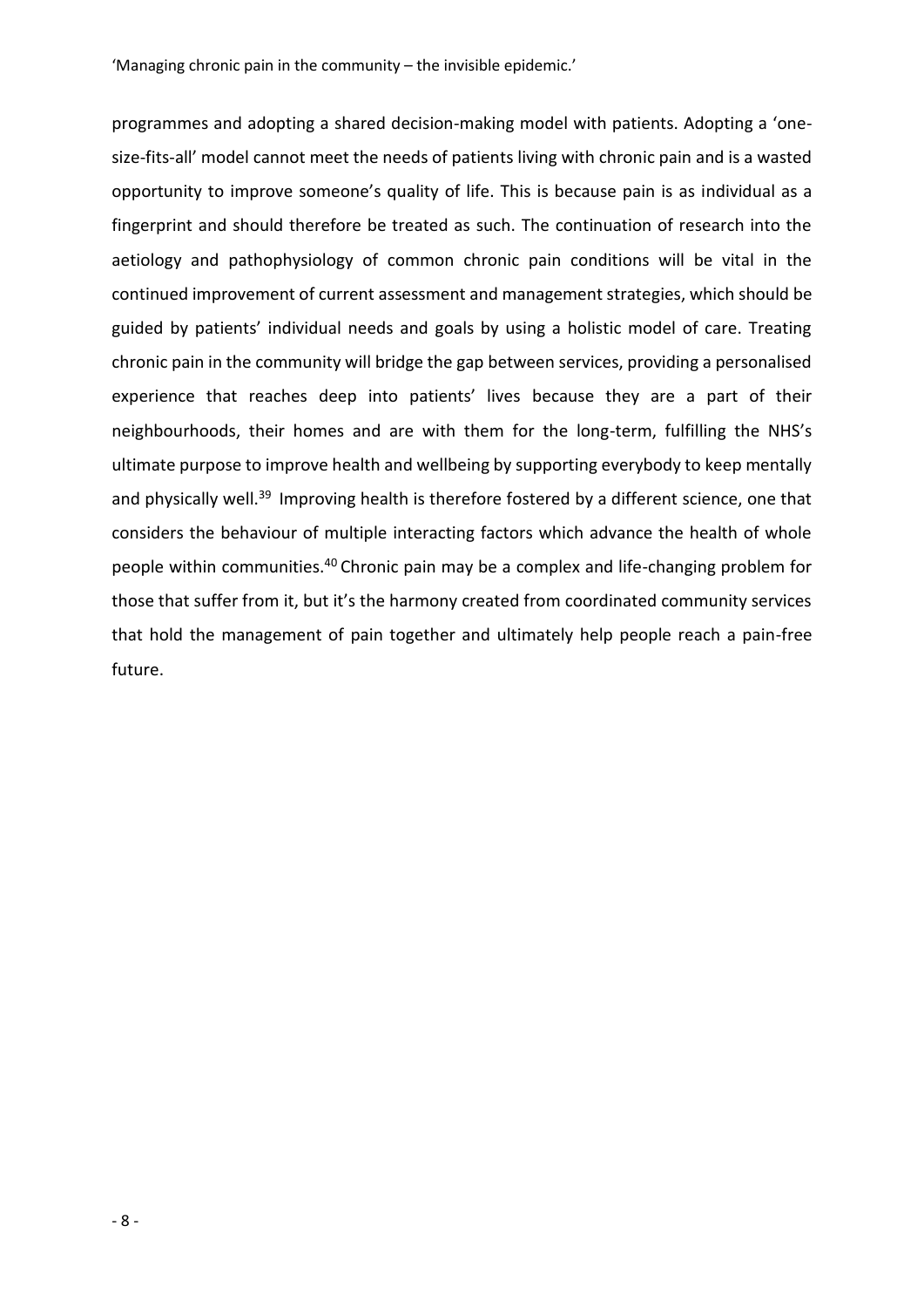programmes and adopting a shared decision-making model with patients. Adopting a 'one-size-fits-all' model cannot meet the needs of patients living with chronic pain and is a wasted opportunity to improve someone's quality of life. This is because pain is as individual as a fingerprint and should therefore be treated as such. The continuation of research into the aetiology and pathophysiology of common chronic pain conditions will be vital in the continued improvement of current assessment and management strategies, which should be guided by patients' individual needs and goals by using a holistic model of care. Treating chronic pain in the community will bridge the gap between services, providing a personalised experience that reaches deep into patients' lives because they are a part of their neighbourhoods, their homes and are with them for the long-term, fulfilling the NHS's ultimate purpose to improve health and wellbeing by supporting everybody to keep mentally and physically well.[39] Improving health is therefore fostered by a different science, one that considers the behaviour of multiple interacting factors which advance the health of whole people within communities.[40] Chronic pain may be a complex and life-changing problem for those that suffer from it, but it's the harmony created from coordinated community services that hold the management of pain together and ultimately help people reach a pain-free future.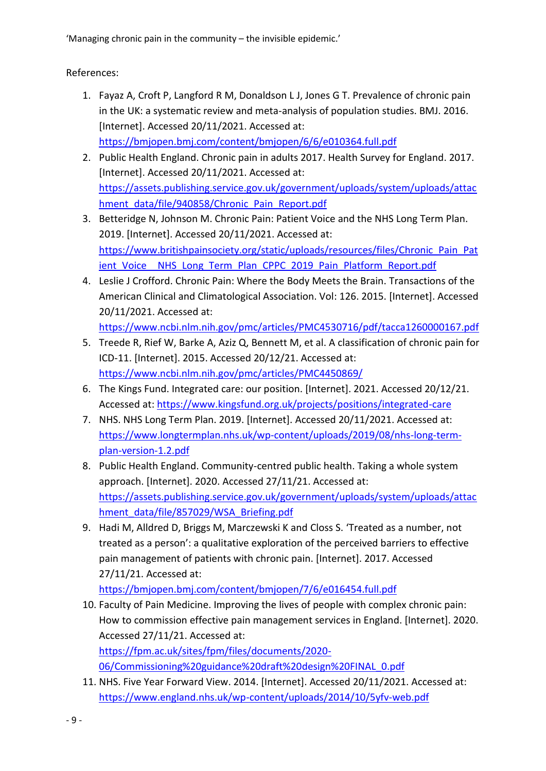References:

1. Fayaz A, Croft P, Langford R M, Donaldson L J, Jones G T. Prevalence of chronic pain in the UK: a systematic review and meta-analysis of population studies. BMJ. 2016. [Internet]. Accessed 20/11/2021. Accessed at: https://bmjopen.bmj.com/content/bmjopen/6/6/e010364.full.pdf
2. Public Health England. Chronic pain in adults 2017. Health Survey for England. 2017. [Internet]. Accessed 20/11/2021. Accessed at: https://assets.publishing.service.gov.uk/government/uploads/system/uploads/attachment_data/file/940858/Chronic_Pain_Report.pdf
3. Betteridge N, Johnson M. Chronic Pain: Patient Voice and the NHS Long Term Plan. 2019. [Internet]. Accessed 20/11/2021. Accessed at: https://www.britishpainsociety.org/static/uploads/resources/files/Chronic_Pain_Patient_Voice__NHS_Long_Term_Plan_CPPC_2019_Pain_Platform_Report.pdf
4. Leslie J Crofford. Chronic Pain: Where the Body Meets the Brain. Transactions of the American Clinical and Climatological Association. Vol: 126. 2015. [Internet]. Accessed 20/11/2021. Accessed at: https://www.ncbi.nlm.nih.gov/pmc/articles/PMC4530716/pdf/tacca1260000167.pdf
5. Treede R, Rief W, Barke A, Aziz Q, Bennett M, et al. A classification of chronic pain for ICD-11. [Internet]. 2015. Accessed 20/12/21. Accessed at: https://www.ncbi.nlm.nih.gov/pmc/articles/PMC4450869/
6. The Kings Fund. Integrated care: our position. [Internet]. 2021. Accessed 20/12/21. Accessed at: https://www.kingsfund.org.uk/projects/positions/integrated-care
7. NHS. NHS Long Term Plan. 2019. [Internet]. Accessed 20/11/2021. Accessed at: https://www.longtermplan.nhs.uk/wp-content/uploads/2019/08/nhs-long-term-plan-version-1.2.pdf
8. Public Health England. Community-centred public health. Taking a whole system approach. [Internet]. 2020. Accessed 27/11/21. Accessed at: https://assets.publishing.service.gov.uk/government/uploads/system/uploads/attachment_data/file/857029/WSA_Briefing.pdf
9. Hadi M, Alldred D, Briggs M, Marczewski K and Closs S. 'Treated as a number, not treated as a person': a qualitative exploration of the perceived barriers to effective pain management of patients with chronic pain. [Internet]. 2017. Accessed 27/11/21. Accessed at: https://bmjopen.bmj.com/content/bmjopen/7/6/e016454.full.pdf
10. Faculty of Pain Medicine. Improving the lives of people with complex chronic pain: How to commission effective pain management services in England. [Internet]. 2020. Accessed 27/11/21. Accessed at: https://fpm.ac.uk/sites/fpm/files/documents/2020-06/Commissioning%20guidance%20draft%20design%20FINAL_0.pdf
11. NHS. Five Year Forward View. 2014. [Internet]. Accessed 20/11/2021. Accessed at: https://www.england.nhs.uk/wp-content/uploads/2014/10/5yfv-web.pdf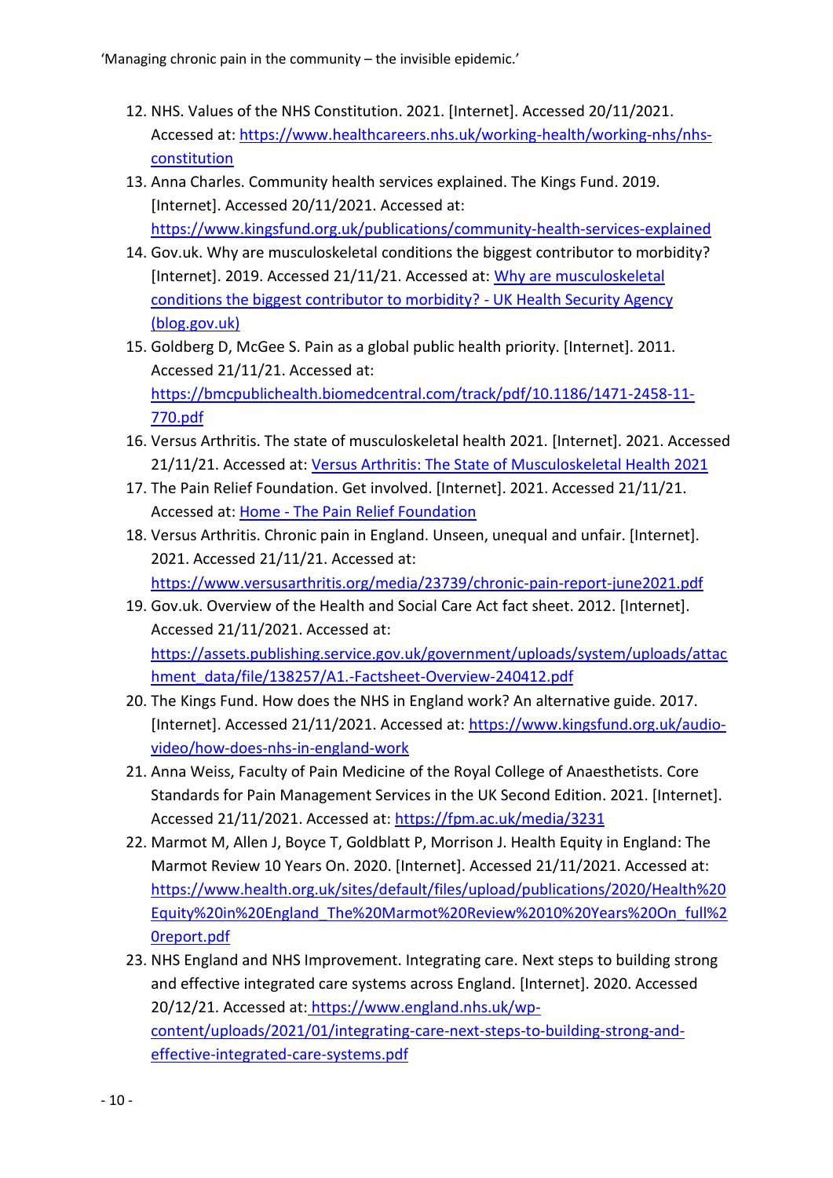12. NHS. Values of the NHS Constitution. 2021. [Internet]. Accessed 20/11/2021. Accessed at: [https://www.healthcareers.nhs.uk/working-health/working-nhs/nhs-constitution](https://www.healthcareers.nhs.uk/working-health/working-nhs/nhs-constitution)
13. Anna Charles. Community health services explained. The Kings Fund. 2019. [Internet]. Accessed 20/11/2021. Accessed at: [https://www.kingsfund.org.uk/publications/community-health-services-explained](https://www.kingsfund.org.uk/publications/community-health-services-explained)
14. Gov.uk. Why are musculoskeletal conditions the biggest contributor to morbidity? [Internet]. 2019. Accessed 21/11/21. Accessed at: Why are musculoskeletal conditions the biggest contributor to morbidity? - UK Health Security Agency (blog.gov.uk)
15. Goldberg D, McGee S. Pain as a global public health priority. [Internet]. 2011. Accessed 21/11/21. Accessed at: [https://bmcpublichealth.biomedcentral.com/track/pdf/10.1186/1471-2458-11-770.pdf](https://bmcpublichealth.biomedcentral.com/track/pdf/10.1186/1471-2458-11-770.pdf)
16. Versus Arthritis. The state of musculoskeletal health 2021. [Internet]. 2021. Accessed 21/11/21. Accessed at: Versus Arthritis: The State of Musculoskeletal Health 2021
17. The Pain Relief Foundation. Get involved. [Internet]. 2021. Accessed 21/11/21. Accessed at: Home - The Pain Relief Foundation
18. Versus Arthritis. Chronic pain in England. Unseen, unequal and unfair. [Internet]. 2021. Accessed 21/11/21. Accessed at: [https://www.versusarthritis.org/media/23739/chronic-pain-report-june2021.pdf](https://www.versusarthritis.org/media/23739/chronic-pain-report-june2021.pdf)
19. Gov.uk. Overview of the Health and Social Care Act fact sheet. 2012. [Internet]. Accessed 21/11/2021. Accessed at: [https://assets.publishing.service.gov.uk/government/uploads/system/uploads/attachment_data/file/138257/A1.-Factsheet-Overview-240412.pdf](https://assets.publishing.service.gov.uk/government/uploads/system/uploads/attachment_data/file/138257/A1.-Factsheet-Overview-240412.pdf)
20. The Kings Fund. How does the NHS in England work? An alternative guide. 2017. [Internet]. Accessed 21/11/2021. Accessed at: [https://www.kingsfund.org.uk/audio-video/how-does-nhs-in-england-work](https://www.kingsfund.org.uk/audio-video/how-does-nhs-in-england-work)
21. Anna Weiss, Faculty of Pain Medicine of the Royal College of Anaesthetists. Core Standards for Pain Management Services in the UK Second Edition. 2021. [Internet]. Accessed 21/11/2021. Accessed at: [https://fpm.ac.uk/media/3231](https://fpm.ac.uk/media/3231)
22. Marmot M, Allen J, Boyce T, Goldblatt P, Morrison J. Health Equity in England: The Marmot Review 10 Years On. 2020. [Internet]. Accessed 21/11/2021. Accessed at: [https://www.health.org.uk/sites/default/files/upload/publications/2020/Health%20Equity%20in%20England_The%20Marmot%20Review%2010%20Years%20On_full%20report.pdf](https://www.health.org.uk/sites/default/files/upload/publications/2020/Health%20Equity%20in%20England_The%20Marmot%20Review%2010%20Years%20On_full%20report.pdf)
23. NHS England and NHS Improvement. Integrating care. Next steps to building strong and effective integrated care systems across England. [Internet]. 2020. Accessed 20/12/21. Accessed at: [https://www.england.nhs.uk/wp-content/uploads/2021/01/integrating-care-next-steps-to-building-strong-and-effective-integrated-care-systems.pdf](https://www.england.nhs.uk/wp-content/uploads/2021/01/integrating-care-next-steps-to-building-strong-and-effective-integrated-care-systems.pdf)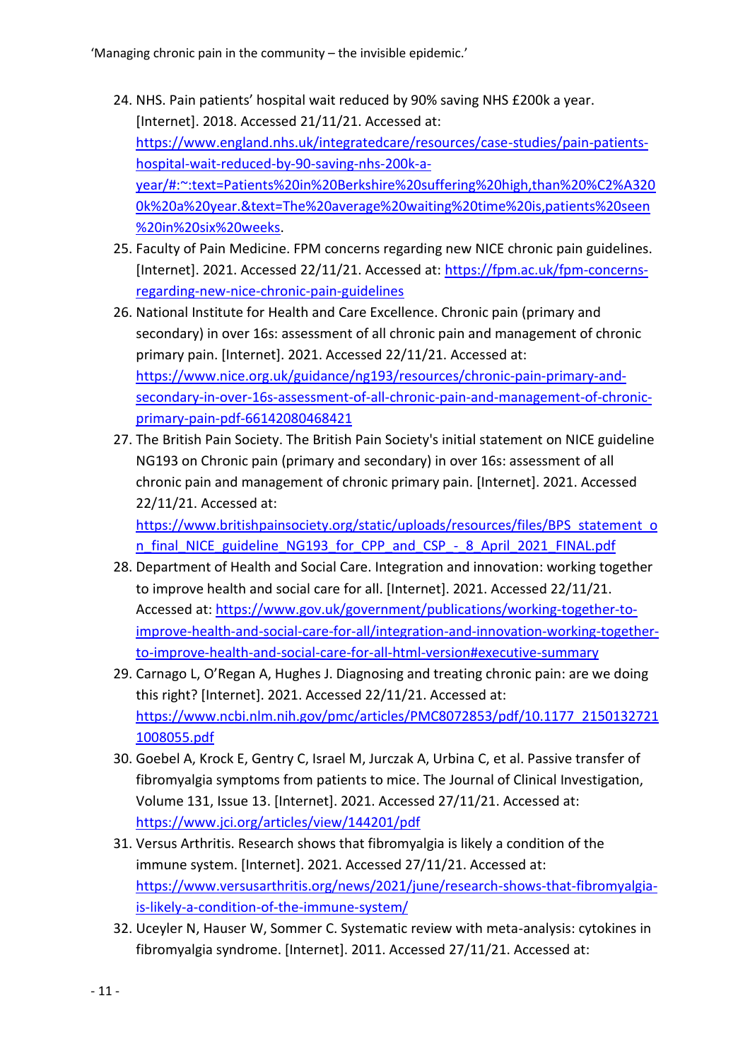24. NHS. Pain patients' hospital wait reduced by 90% saving NHS £200k a year. [Internet]. 2018. Accessed 21/11/21. Accessed at: https://www.england.nhs.uk/integratedcare/resources/case-studies/pain-patients-hospital-wait-reduced-by-90-saving-nhs-200k-a-year/#:~:text=Patients%20in%20Berkshire%20suffering%20high,than%20%C2%A3200k%20a%20year.&text=The%20average%20waiting%20time%20is,patients%20seen%20in%20six%20weeks.
25. Faculty of Pain Medicine. FPM concerns regarding new NICE chronic pain guidelines. [Internet]. 2021. Accessed 22/11/21. Accessed at: https://fpm.ac.uk/fpm-concerns-regarding-new-nice-chronic-pain-guidelines
26. National Institute for Health and Care Excellence. Chronic pain (primary and secondary) in over 16s: assessment of all chronic pain and management of chronic primary pain. [Internet]. 2021. Accessed 22/11/21. Accessed at: https://www.nice.org.uk/guidance/ng193/resources/chronic-pain-primary-and-secondary-in-over-16s-assessment-of-all-chronic-pain-and-management-of-chronic-primary-pain-pdf-66142080468421
27. The British Pain Society. The British Pain Society's initial statement on NICE guideline NG193 on Chronic pain (primary and secondary) in over 16s: assessment of all chronic pain and management of chronic primary pain. [Internet]. 2021. Accessed 22/11/21. Accessed at: https://www.britishpainsociety.org/static/uploads/resources/files/BPS_statement_on_final_NICE_guideline_NG193_for_CPP_and_CSP_-_8_April_2021_FINAL.pdf
28. Department of Health and Social Care. Integration and innovation: working together to improve health and social care for all. [Internet]. 2021. Accessed 22/11/21. Accessed at: https://www.gov.uk/government/publications/working-together-to-improve-health-and-social-care-for-all/integration-and-innovation-working-together-to-improve-health-and-social-care-for-all-html-version#executive-summary
29. Carnago L, O'Regan A, Hughes J. Diagnosing and treating chronic pain: are we doing this right? [Internet]. 2021. Accessed 22/11/21. Accessed at: https://www.ncbi.nlm.nih.gov/pmc/articles/PMC8072853/pdf/10.1177_21501327211008055.pdf
30. Goebel A, Krock E, Gentry C, Israel M, Jurczak A, Urbina C, et al. Passive transfer of fibromyalgia symptoms from patients to mice. The Journal of Clinical Investigation, Volume 131, Issue 13. [Internet]. 2021. Accessed 27/11/21. Accessed at: https://www.jci.org/articles/view/144201/pdf
31. Versus Arthritis. Research shows that fibromyalgia is likely a condition of the immune system. [Internet]. 2021. Accessed 27/11/21. Accessed at: https://www.versusarthritis.org/news/2021/june/research-shows-that-fibromyalgia-is-likely-a-condition-of-the-immune-system/
32. Uceyler N, Hauser W, Sommer C. Systematic review with meta-analysis: cytokines in fibromyalgia syndrome. [Internet]. 2011. Accessed 27/11/21. Accessed at: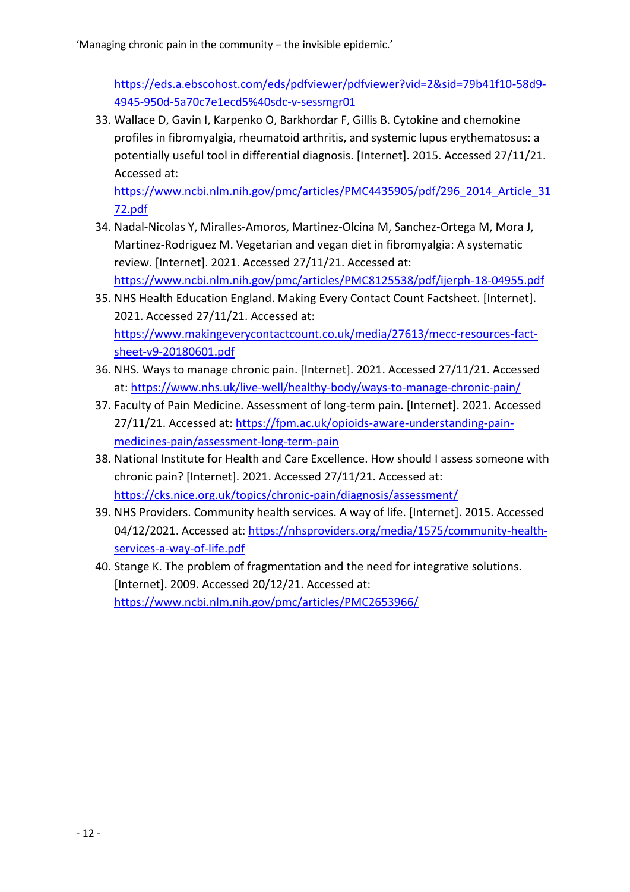https://eds.a.ebscohost.com/eds/pdfviewer/pdfviewer?vid=2&sid=79b41f10-58d9-4945-950d-5a70c7e1ecd5%40sdc-v-sessmgr01

33. Wallace D, Gavin I, Karpenko O, Barkhordar F, Gillis B. Cytokine and chemokine profiles in fibromyalgia, rheumatoid arthritis, and systemic lupus erythematosus: a potentially useful tool in differential diagnosis. [Internet]. 2015. Accessed 27/11/21. Accessed at: https://www.ncbi.nlm.nih.gov/pmc/articles/PMC4435905/pdf/296_2014_Article_3172.pdf
34. Nadal-Nicolas Y, Miralles-Amoros, Martinez-Olcina M, Sanchez-Ortega M, Mora J, Martinez-Rodriguez M. Vegetarian and vegan diet in fibromyalgia: A systematic review. [Internet]. 2021. Accessed 27/11/21. Accessed at: https://www.ncbi.nlm.nih.gov/pmc/articles/PMC8125538/pdf/ijerph-18-04955.pdf
35. NHS Health Education England. Making Every Contact Count Factsheet. [Internet]. 2021. Accessed 27/11/21. Accessed at: https://www.makingeverycontactcount.co.uk/media/27613/mecc-resources-fact-sheet-v9-20180601.pdf
36. NHS. Ways to manage chronic pain. [Internet]. 2021. Accessed 27/11/21. Accessed at: https://www.nhs.uk/live-well/healthy-body/ways-to-manage-chronic-pain/
37. Faculty of Pain Medicine. Assessment of long-term pain. [Internet]. 2021. Accessed 27/11/21. Accessed at: https://fpm.ac.uk/opioids-aware-understanding-pain-medicines-pain/assessment-long-term-pain
38. National Institute for Health and Care Excellence. How should I assess someone with chronic pain? [Internet]. 2021. Accessed 27/11/21. Accessed at: https://cks.nice.org.uk/topics/chronic-pain/diagnosis/assessment/
39. NHS Providers. Community health services. A way of life. [Internet]. 2015. Accessed 04/12/2021. Accessed at: https://nhsproviders.org/media/1575/community-health-services-a-way-of-life.pdf
40. Stange K. The problem of fragmentation and the need for integrative solutions. [Internet]. 2009. Accessed 20/12/21. Accessed at: https://www.ncbi.nlm.nih.gov/pmc/articles/PMC2653966/